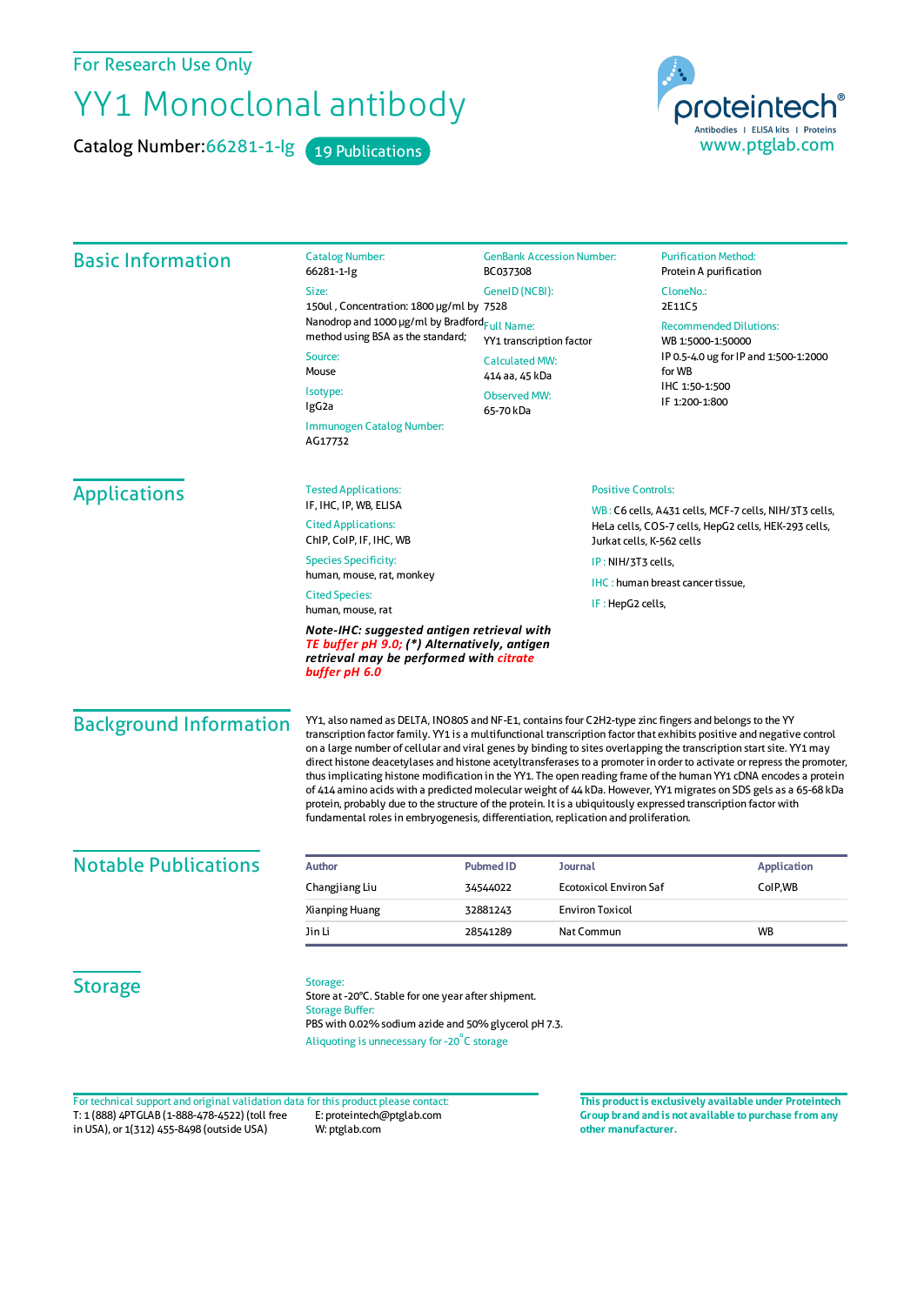For Research Use Only

# YY1 Monoclonal antibody

**Catalog Number:** 66281-1-Ig    19 Publications

proteintech®
Antibodies | ELISA kits | Proteins
www.ptglab.com

## Basic Information

**Catalog Number:**
66281-1-Ig

**Size:**
150ul , Concentration: 1800 μg/ml by Nanodrop and 1000 μg/ml by Bradford method using BSA as the standard;

**Source:**
Mouse

**Isotype:**
IgG2a

**Immunogen Catalog Number:**
AG17732

**GenBank Accession Number:**
BC037308

**GeneID (NCBI):**
7528

**Full Name:**
YY1 transcription factor

**Calculated MW:**
414 aa, 45 kDa

**Observed MW:**
65-70 kDa

**Purification Method:**
Protein A purification

**CloneNo.:**
2E11C5

**Recommended Dilutions:**
WB 1:5000-1:50000
IP 0.5-4.0 ug for IP and 1:500-1:2000 for WB
IHC 1:50-1:500
IF 1:200-1:800

## Applications

**Tested Applications:**
IF, IHC, IP, WB, ELISA

**Cited Applications:**
ChIP, CoIP, IF, IHC, WB

**Species Specificity:**
human, mouse, rat, monkey

**Cited Species:**
human, mouse, rat

***Note-IHC: suggested antigen retrieval with TE buffer pH 9.0; (*) Alternatively, antigen retrieval may be performed with citrate buffer pH 6.0***

**Positive Controls:**

WB : C6 cells, A431 cells, MCF-7 cells, NIH/3T3 cells, HeLa cells, COS-7 cells, HepG2 cells, HEK-293 cells, Jurkat cells, K-562 cells

IP : NIH/3T3 cells,

IHC : human breast cancer tissue,

IF : HepG2 cells,

## Background Information

YY1, also named as DELTA, INO80S and NF-E1, contains four C2H2-type zinc fingers and belongs to the YY transcription factor family. YY1 is a multifunctional transcription factor that exhibits positive and negative control on a large number of cellular and viral genes by binding to sites overlapping the transcription start site. YY1 may direct histone deacetylases and histone acetyltransferases to a promoter in order to activate or repress the promoter, thus implicating histone modification in the YY1. The open reading frame of the human YY1 cDNA encodes a protein of 414 amino acids with a predicted molecular weight of 44 kDa. However, YY1 migrates on SDS gels as a 65-68 kDa protein, probably due to the structure of the protein. It is a ubiquitously expressed transcription factor with fundamental roles in embryogenesis, differentiation, replication and proliferation.

## Notable Publications

| Author | Pubmed ID | Journal | Application |
|---|---|---|---|
| Changjiang Liu | 34544022 | Ecotoxicol Environ Saf | CoIP,WB |
| Xianping Huang | 32881243 | Environ Toxicol | |
| Jin Li | 28541289 | Nat Commun | WB |

## Storage

**Storage:**
Store at -20°C. Stable for one year after shipment.

**Storage Buffer:**
PBS with 0.02% sodium azide and 50% glycerol pH 7.3.

Aliquoting is unnecessary for -20°C storage

For technical support and original validation data for this product please contact:
T: 1 (888) 4PTGLAB (1-888-478-4522) (toll free in USA), or 1(312) 455-8498 (outside USA)
E: proteintech@ptglab.com
W: ptglab.com

**This product is exclusively available under Proteintech Group brand and is not available to purchase from any other manufacturer.**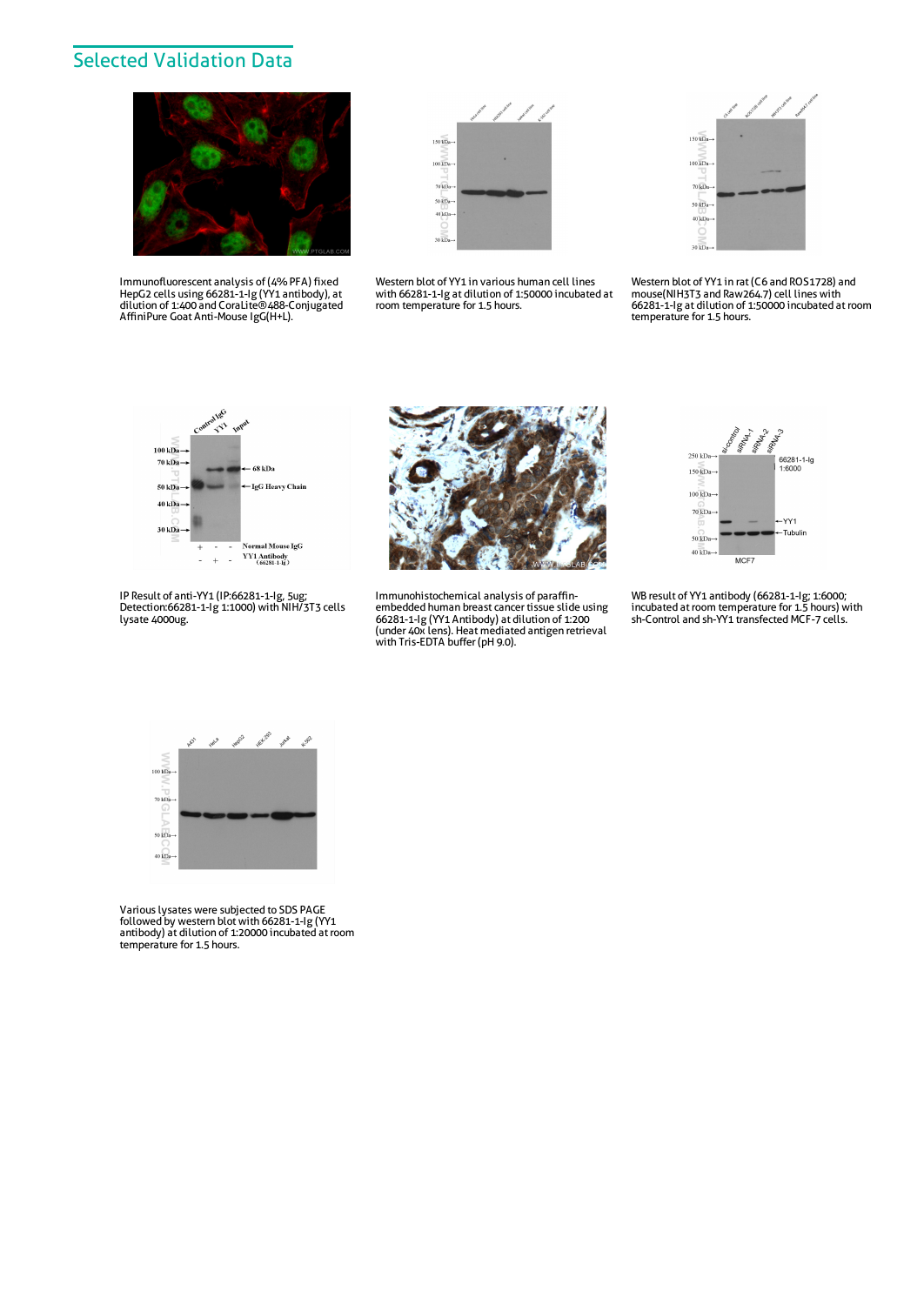## Selected Validation Data

Immunofluorescent analysis of (4% PFA) fixed HepG2 cells using 66281-1-Ig (YY1 antibody), at dilution of 1:400 and CoraLite®488-Conjugated AffiniPure Goat Anti-Mouse IgG(H+L).

Western blot of YY1 in various human cell lines with 66281-1-Ig at dilution of 1:50000 incubated at room temperature for 1.5 hours.

Western blot of YY1 in rat (C6 and ROS1728) and mouse(NIH3T3 and Raw264.7) cell lines with 66281-1-Ig at dilution of 1:50000 incubated at room temperature for 1.5 hours.

IP Result of anti-YY1 (IP:66281-1-Ig, 5ug; Detection:66281-1-Ig 1:1000) with NIH/3T3 cells lysate 4000ug.

Immunohistochemical analysis of paraffin-embedded human breast cancer tissue slide using 66281-1-Ig (YY1 Antibody) at dilution of 1:200 (under 40x lens). Heat mediated antigen retrieval with Tris-EDTA buffer (pH 9.0).

WB result of YY1 antibody (66281-1-Ig; 1:6000; incubated at room temperature for 1.5 hours) with sh-Control and sh-YY1 transfected MCF-7 cells.

Various lysates were subjected to SDS PAGE followed by western blot with 66281-1-Ig (YY1 antibody) at dilution of 1:20000 incubated at room temperature for 1.5 hours.